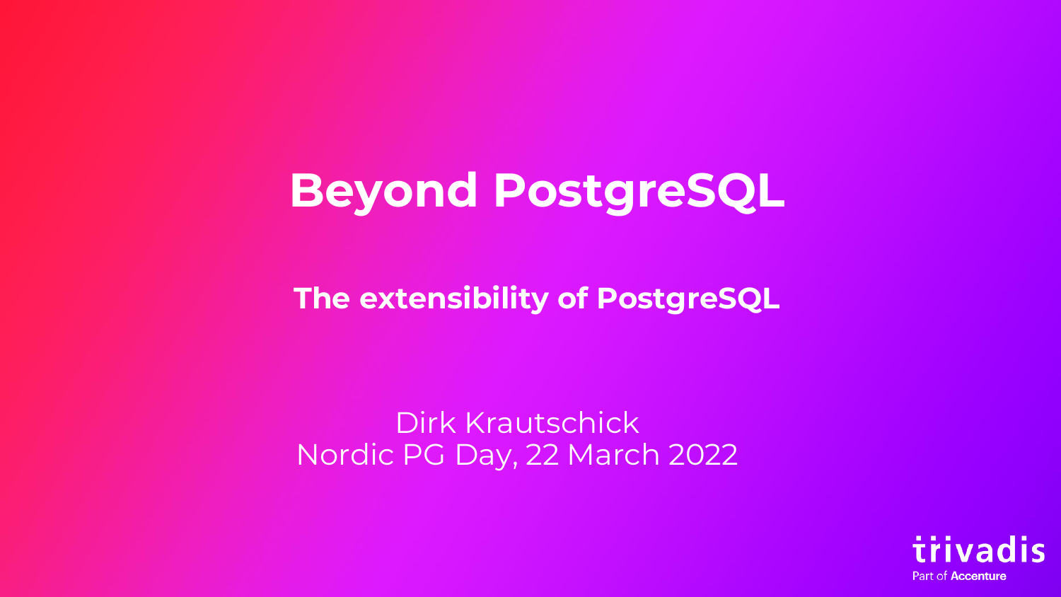# Beyond PostgreSQL

## The extensibility of PostgreSQL

Dirk Krautschick
Nordic PG Day, 22 March 2022

trivadis
Part of Accenture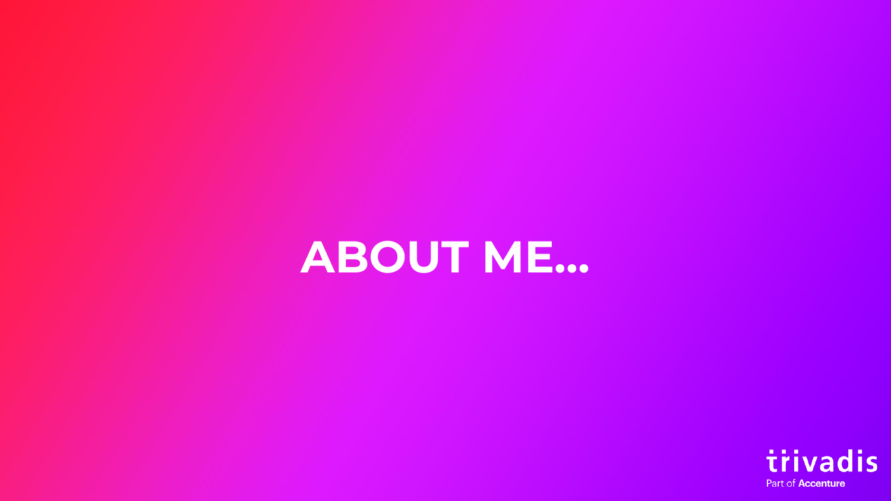# ABOUT ME...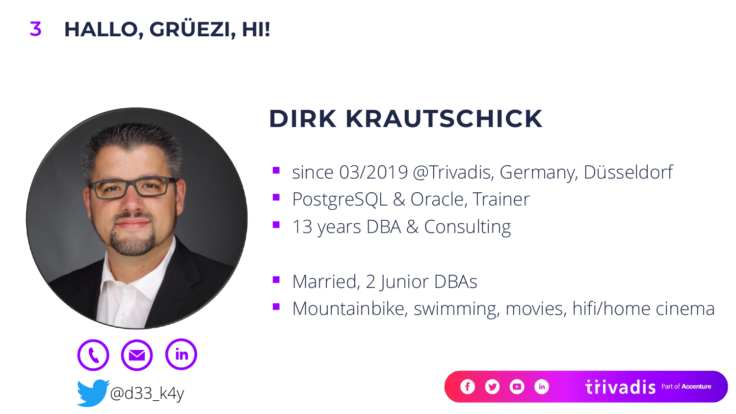# HALLO, GRÜEZI, HI!

## DIRK KRAUTSCHICK

- since 03/2019 @Trivadis, Germany, Düsseldorf
- PostgreSQL & Oracle, Trainer
- 13 years DBA & Consulting

- Married, 2 Junior DBAs
- Mountainbike, swimming, movies, hifi/home cinema

@d33_k4y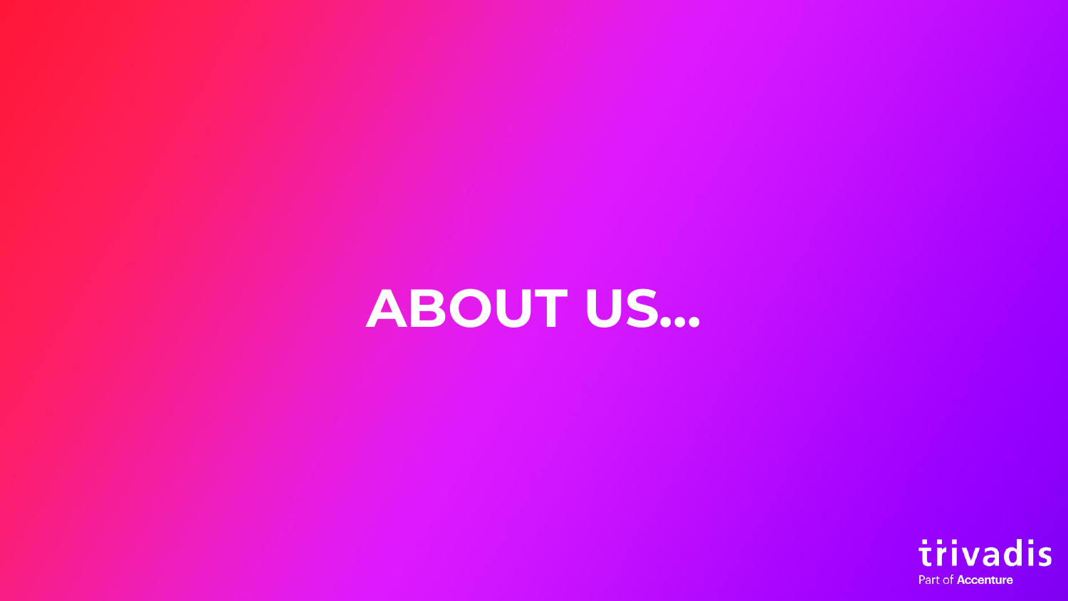# ABOUT US...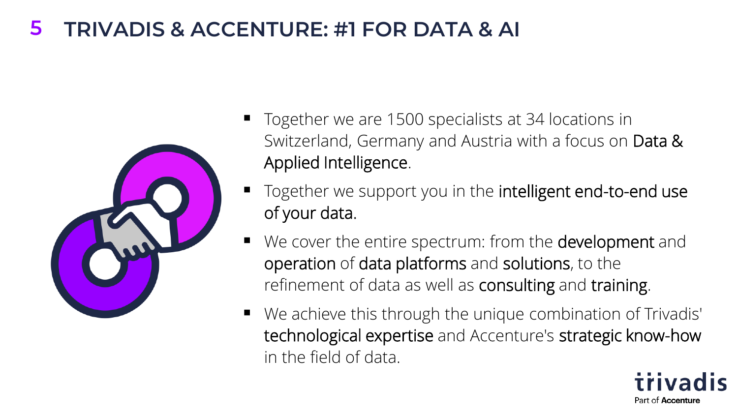# 5 TRIVADIS & ACCENTURE: #1 FOR DATA & AI

- Together we are 1500 specialists at 34 locations in Switzerland, Germany and Austria with a focus on Data & Applied Intelligence.
- Together we support you in the intelligent end-to-end use of your data.
- We cover the entire spectrum: from the development and operation of data platforms and solutions, to the refinement of data as well as consulting and training.
- We achieve this through the unique combination of Trivadis' technological expertise and Accenture's strategic know-how in the field of data.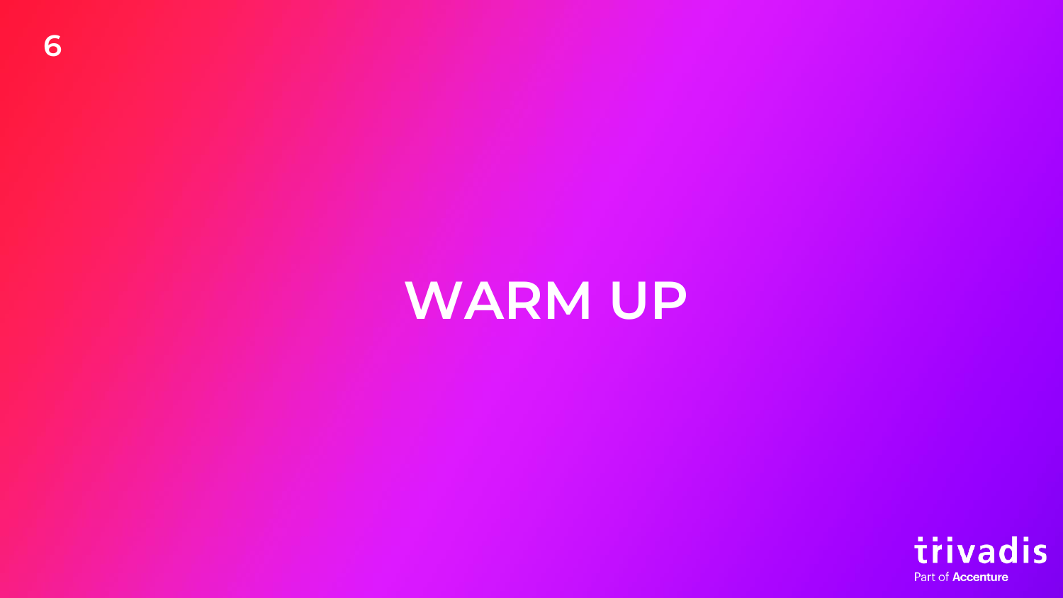# WARM UP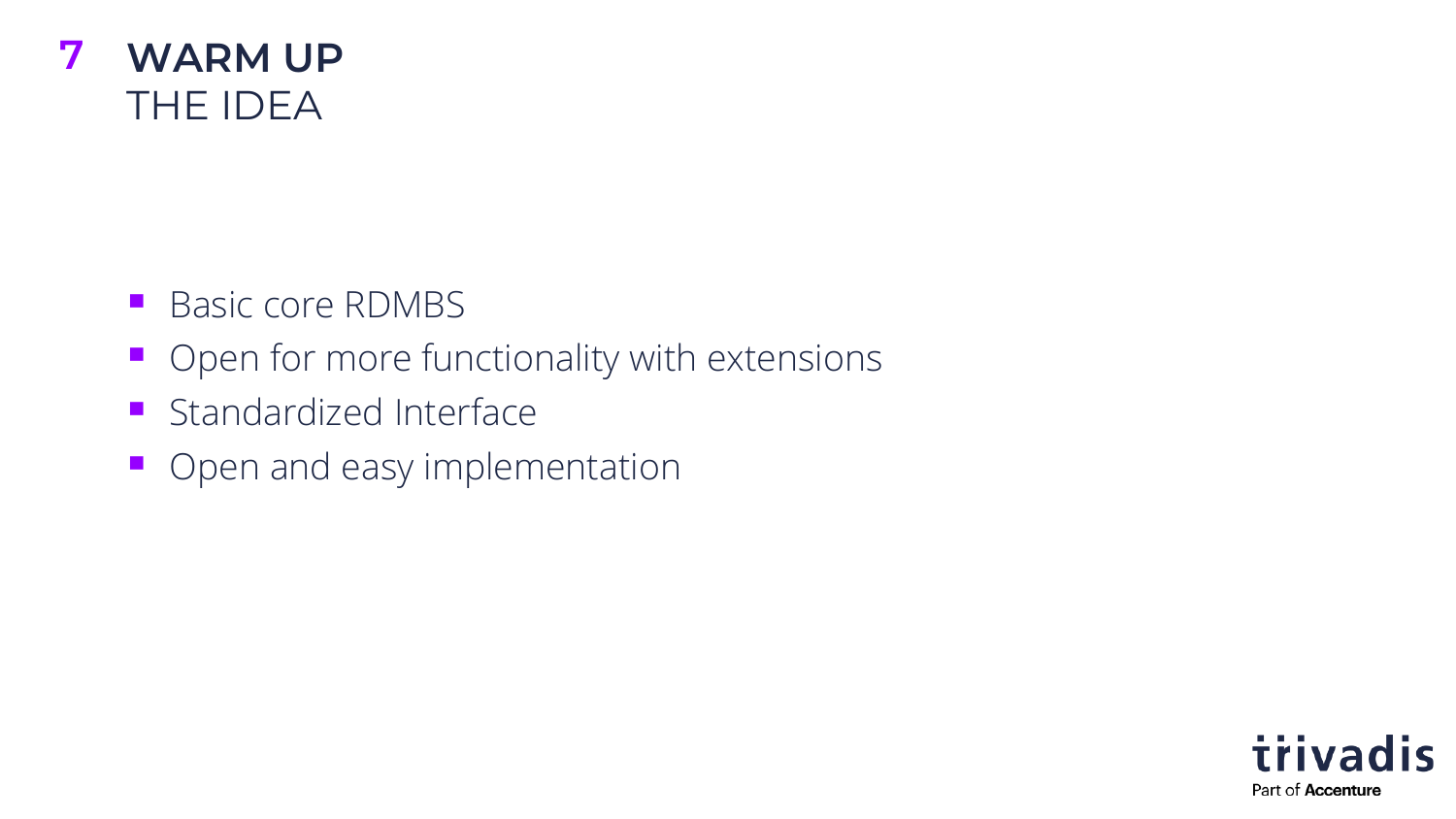# WARM UP

## THE IDEA

- Basic core RDMBS
- Open for more functionality with extensions
- Standardized Interface
- Open and easy implementation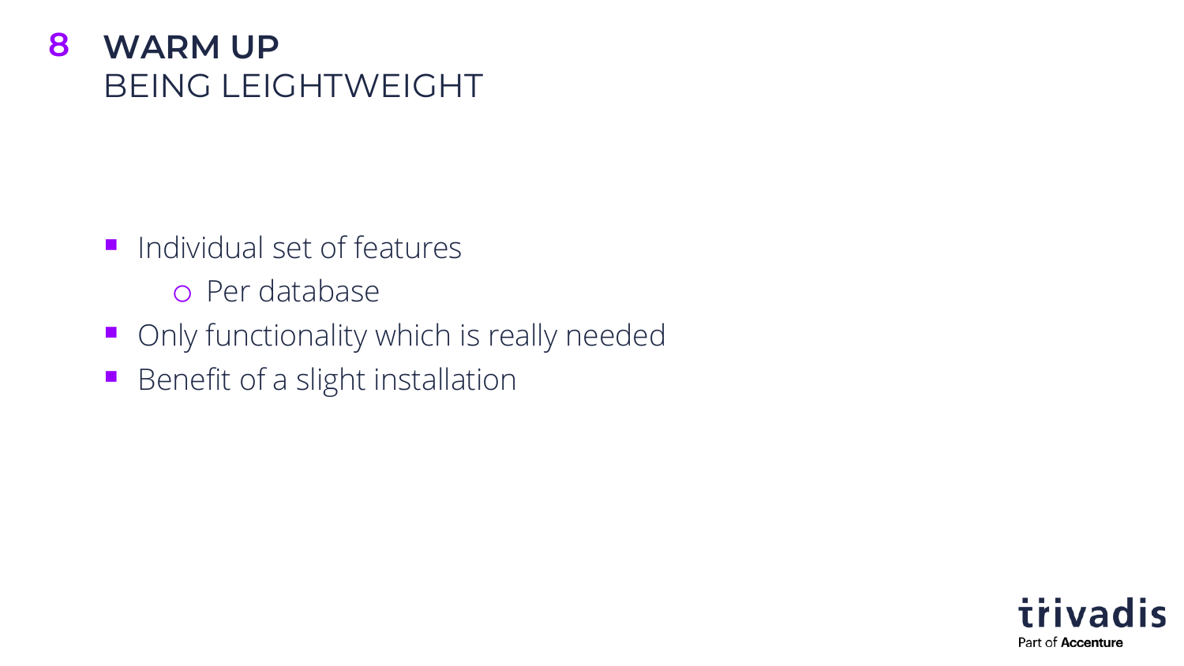# 8 WARM UP
## BEING LEIGHTWEIGHT

- Individual set of features
  - Per database
- Only functionality which is really needed
- Benefit of a slight installation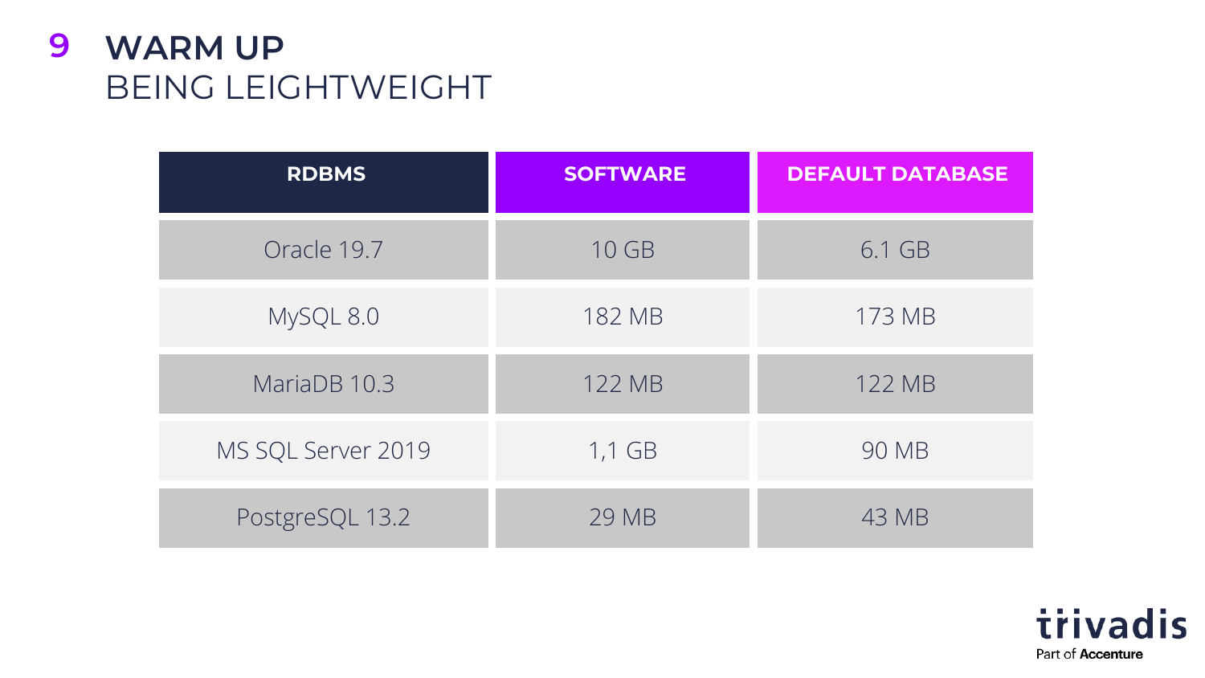# 9 WARM UP

## BEING LEIGHTWEIGHT

| RDBMS | SOFTWARE | DEFAULT DATABASE |
| --- | --- | --- |
| Oracle 19.7 | 10 GB | 6.1 GB |
| MySQL 8.0 | 182 MB | 173 MB |
| MariaDB 10.3 | 122 MB | 122 MB |
| MS SQL Server 2019 | 1,1 GB | 90 MB |
| PostgreSQL 13.2 | 29 MB | 43 MB |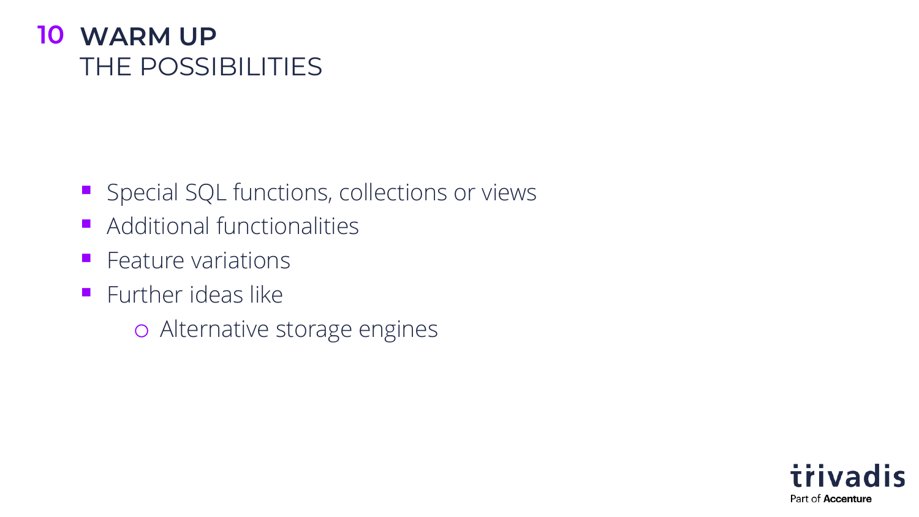# 10 WARM UP

## THE POSSIBILITIES

- Special SQL functions, collections or views
- Additional functionalities
- Feature variations
- Further ideas like
  - Alternative storage engines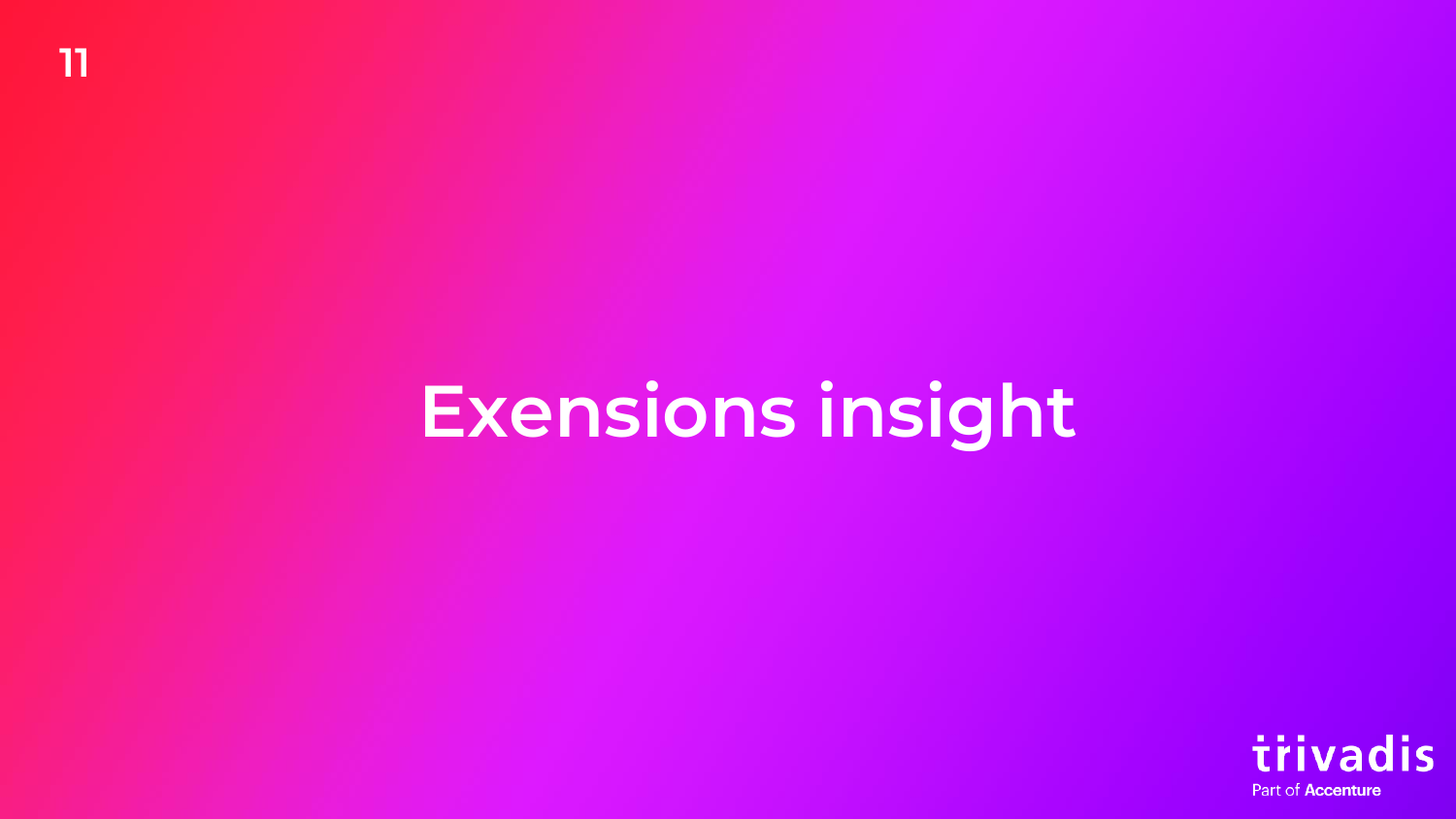# Exensions insight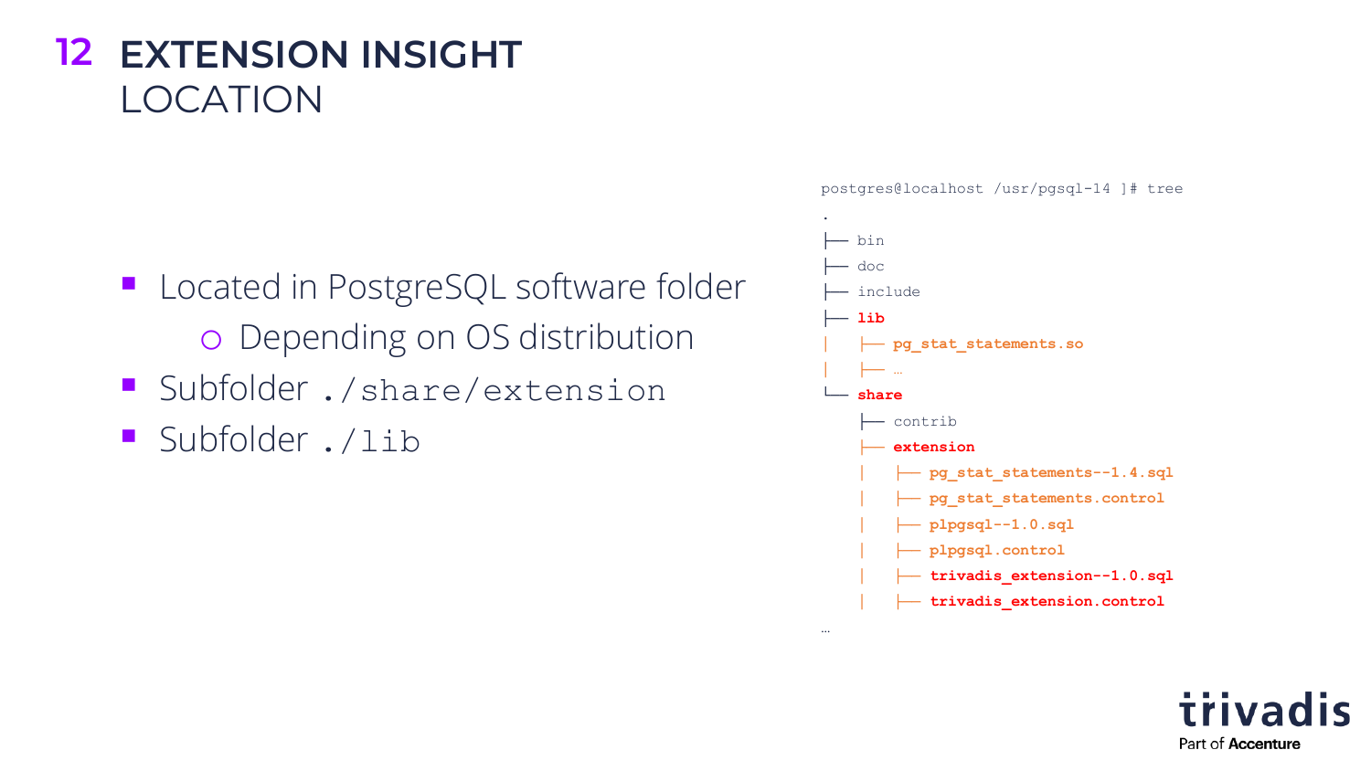# EXTENSION INSIGHT
## LOCATION

- Located in PostgreSQL software folder
  - Depending on OS distribution
- Subfolder `./share/extension`
- Subfolder `./lib`

```
postgres@localhost /usr/pgsql-14 ]# tree
.
├── bin
├── doc
├── include
├── lib
│   ├── pg_stat_statements.so
│   ├── …
└── share
    ├── contrib
    ├── extension
    │   ├── pg_stat_statements--1.4.sql
    │   ├── pg_stat_statements.control
    │   ├── plpgsql--1.0.sql
    │   ├── plpgsql.control
    │   ├── trivadis_extension--1.0.sql
    │   ├── trivadis_extension.control
…
```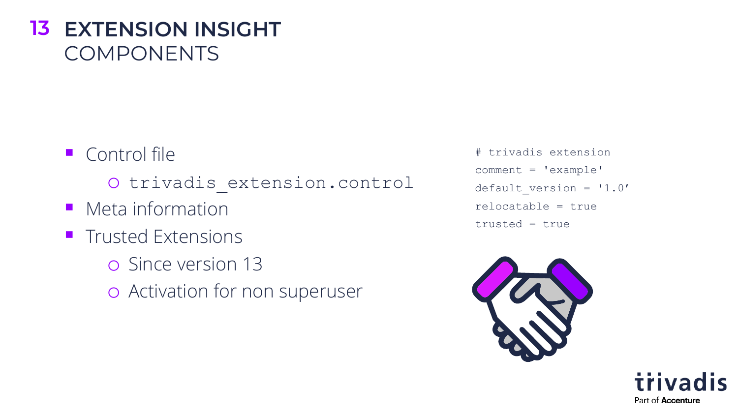# EXTENSION INSIGHT
## COMPONENTS

- Control file
  - `trivadis_extension.control`
- Meta information
- Trusted Extensions
  - Since version 13
  - Activation for non superuser

```
# trivadis extension
comment = 'example'
default_version = '1.0'
relocatable = true
trusted = true
```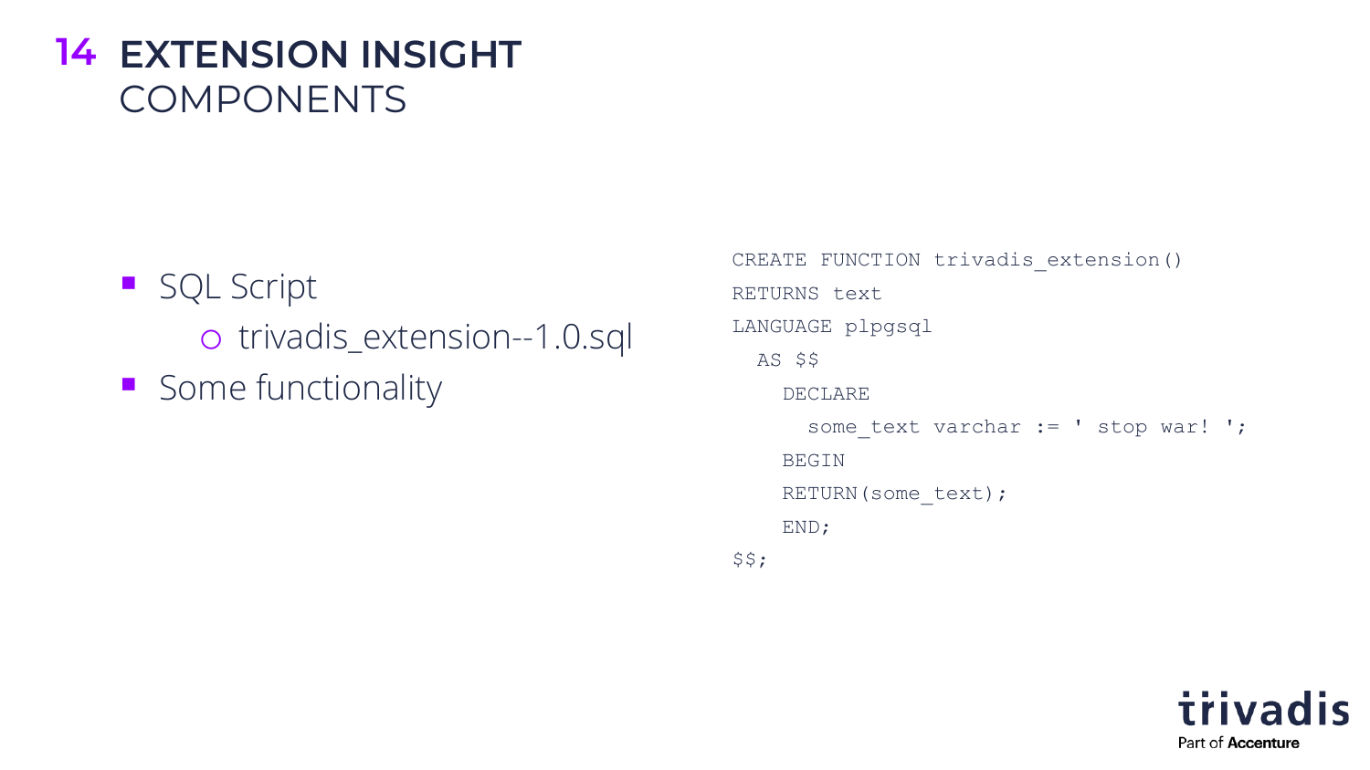# EXTENSION INSIGHT
## COMPONENTS

- SQL Script
  - trivadis_extension--1.0.sql
- Some functionality

```
CREATE FUNCTION trivadis_extension()
RETURNS text
LANGUAGE plpgsql
  AS $$
    DECLARE
      some_text varchar := ' stop war! ';
    BEGIN
    RETURN(some_text);
    END;
$$;
```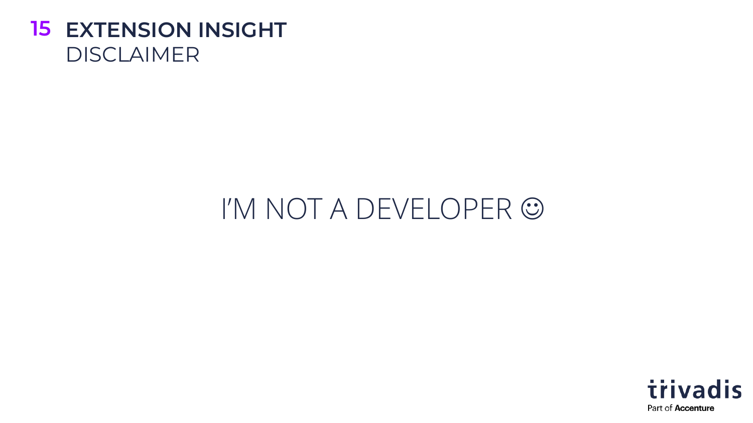# 15 EXTENSION INSIGHT

## DISCLAIMER

I'M NOT A DEVELOPER ☺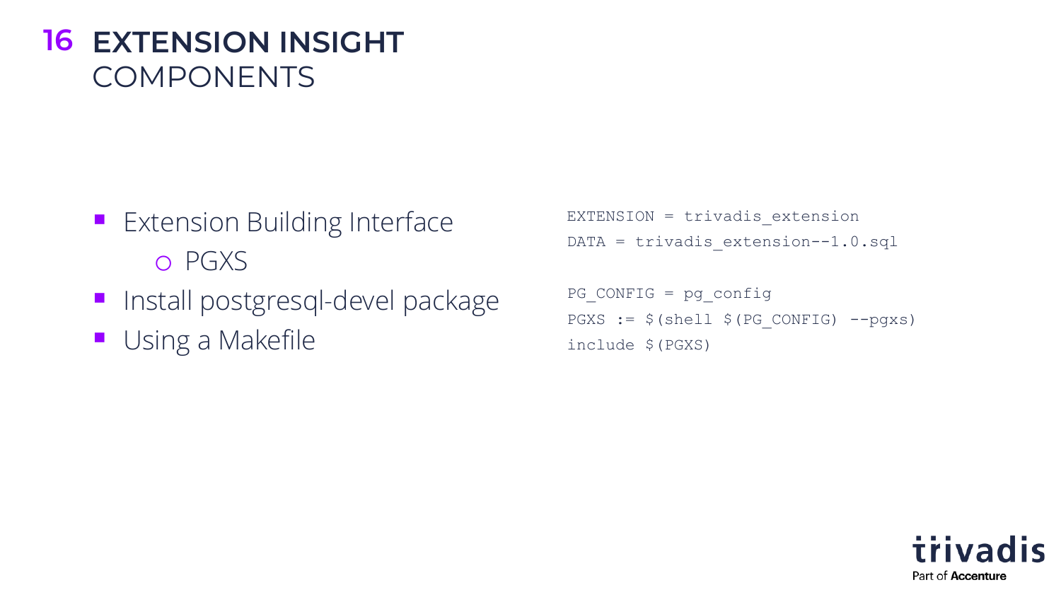# EXTENSION INSIGHT

## COMPONENTS

- Extension Building Interface
  - PGXS
- Install postgresql-devel package
- Using a Makefile

```
EXTENSION = trivadis_extension
DATA = trivadis_extension--1.0.sql

PG_CONFIG = pg_config
PGXS := $(shell $(PG_CONFIG) --pgxs)
include $(PGXS)
```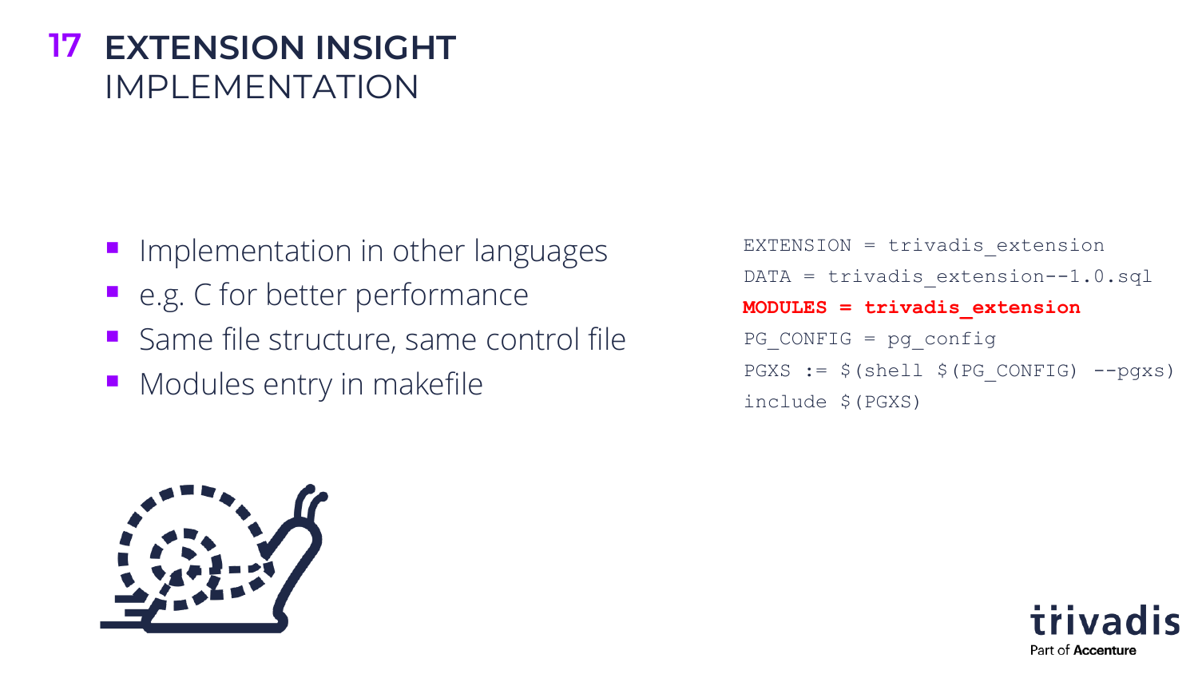# EXTENSION INSIGHT
## IMPLEMENTATION

- Implementation in other languages
- e.g. C for better performance
- Same file structure, same control file
- Modules entry in makefile

```
EXTENSION = trivadis_extension
DATA = trivadis_extension--1.0.sql
MODULES = trivadis_extension
PG_CONFIG = pg_config
PGXS := $(shell $(PG_CONFIG) --pgxs)
include $(PGXS)
```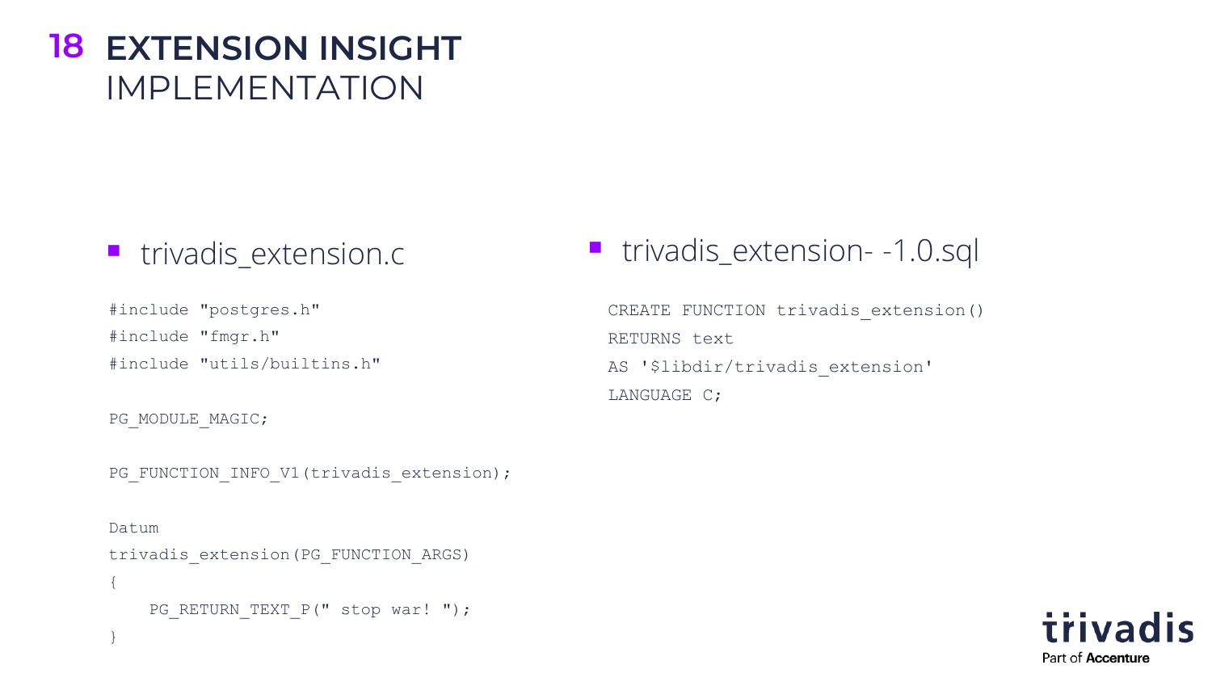# EXTENSION INSIGHT
IMPLEMENTATION

- trivadis_extension.c

```c
#include "postgres.h"
#include "fmgr.h"
#include "utils/builtins.h"

PG_MODULE_MAGIC;

PG_FUNCTION_INFO_V1(trivadis_extension);

Datum
trivadis_extension(PG_FUNCTION_ARGS)
{
    PG_RETURN_TEXT_P(" stop war! ");
}
```

- trivadis_extension- -1.0.sql

```sql
CREATE FUNCTION trivadis_extension()
RETURNS text
AS '$libdir/trivadis_extension'
LANGUAGE C;
```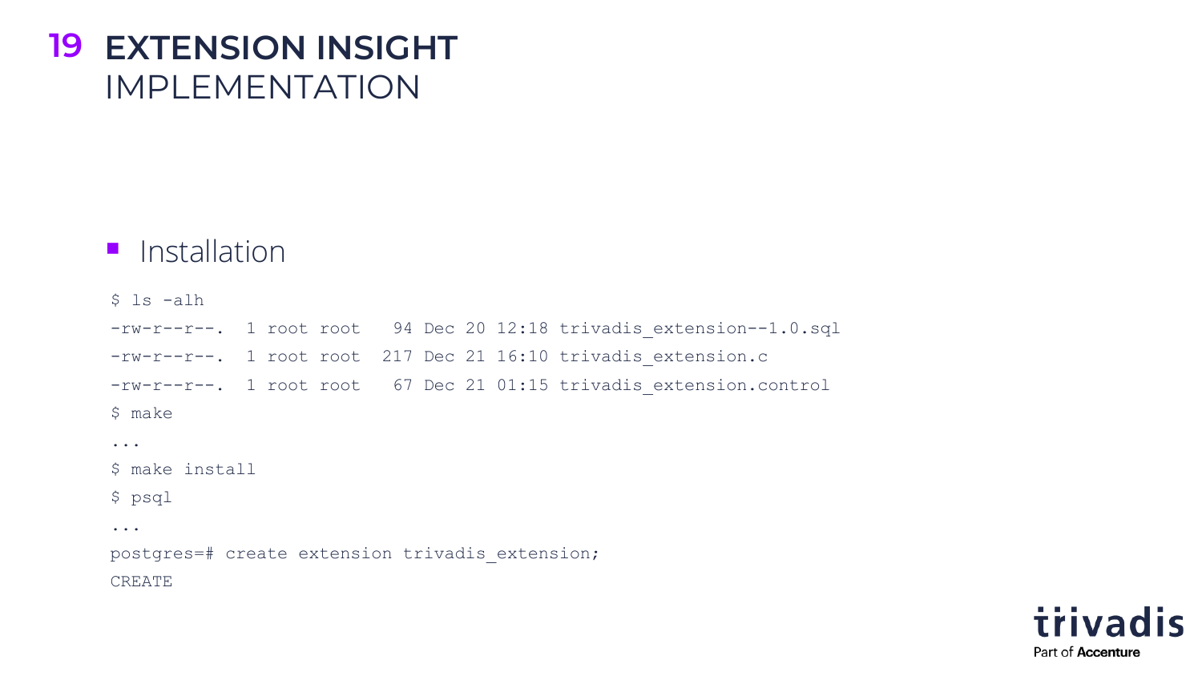# EXTENSION INSIGHT
## IMPLEMENTATION

- Installation

```
$ ls -alh
-rw-r--r--.  1 root root   94 Dec 20 12:18 trivadis_extension--1.0.sql
-rw-r--r--.  1 root root  217 Dec 21 16:10 trivadis_extension.c
-rw-r--r--.  1 root root   67 Dec 21 01:15 trivadis_extension.control
$ make
...
$ make install
$ psql
...
postgres=# create extension trivadis_extension;
CREATE
```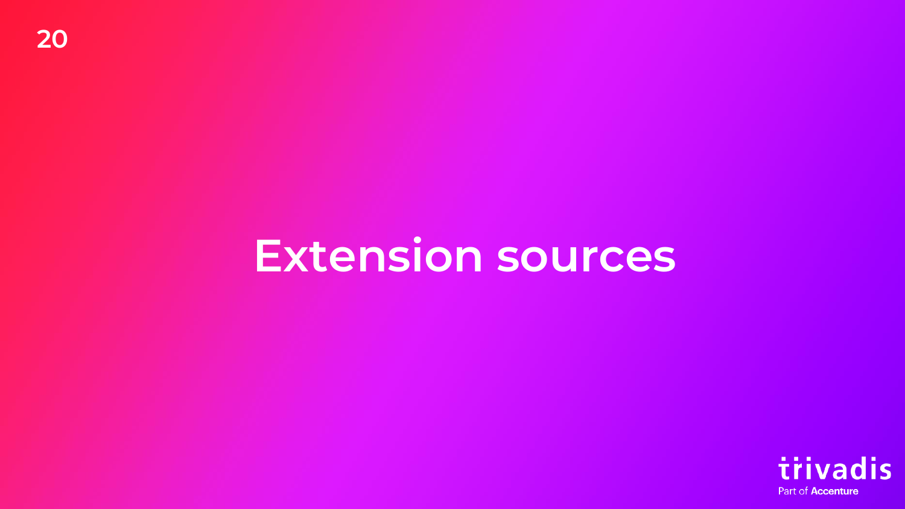# Extension sources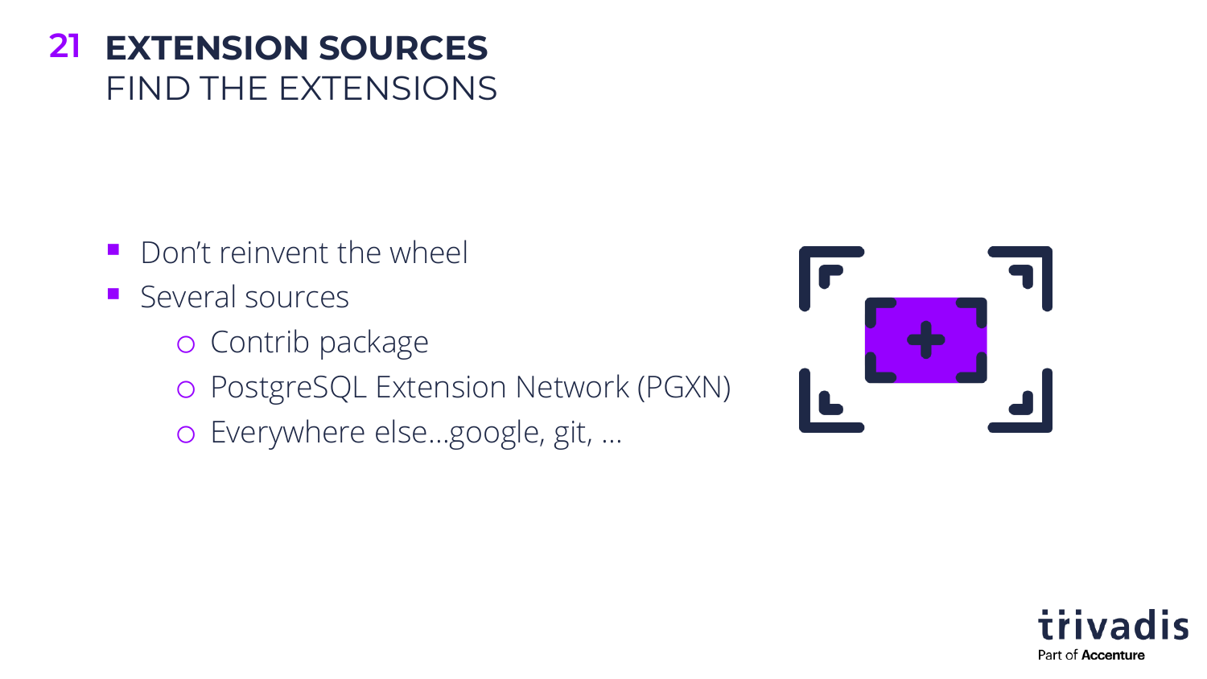# EXTENSION SOURCES

## FIND THE EXTENSIONS

- Don't reinvent the wheel
- Several sources
  - Contrib package
  - PostgreSQL Extension Network (PGXN)
  - Everywhere else…google, git, …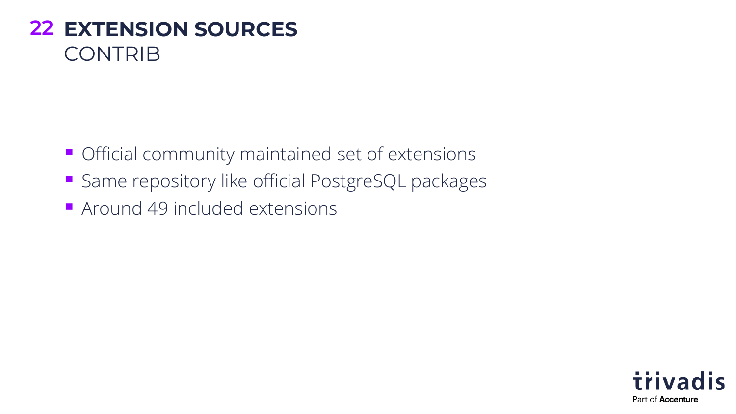# EXTENSION SOURCES

## CONTRIB

- Official community maintained set of extensions
- Same repository like official PostgreSQL packages
- Around 49 included extensions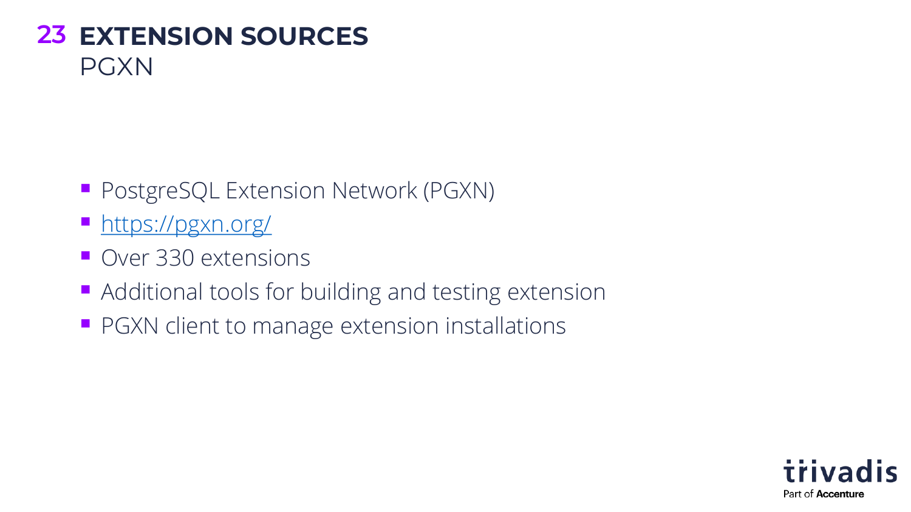# EXTENSION SOURCES

## PGXN

- PostgreSQL Extension Network (PGXN)
- [https://pgxn.org/](https://pgxn.org/)
- Over 330 extensions
- Additional tools for building and testing extension
- PGXN client to manage extension installations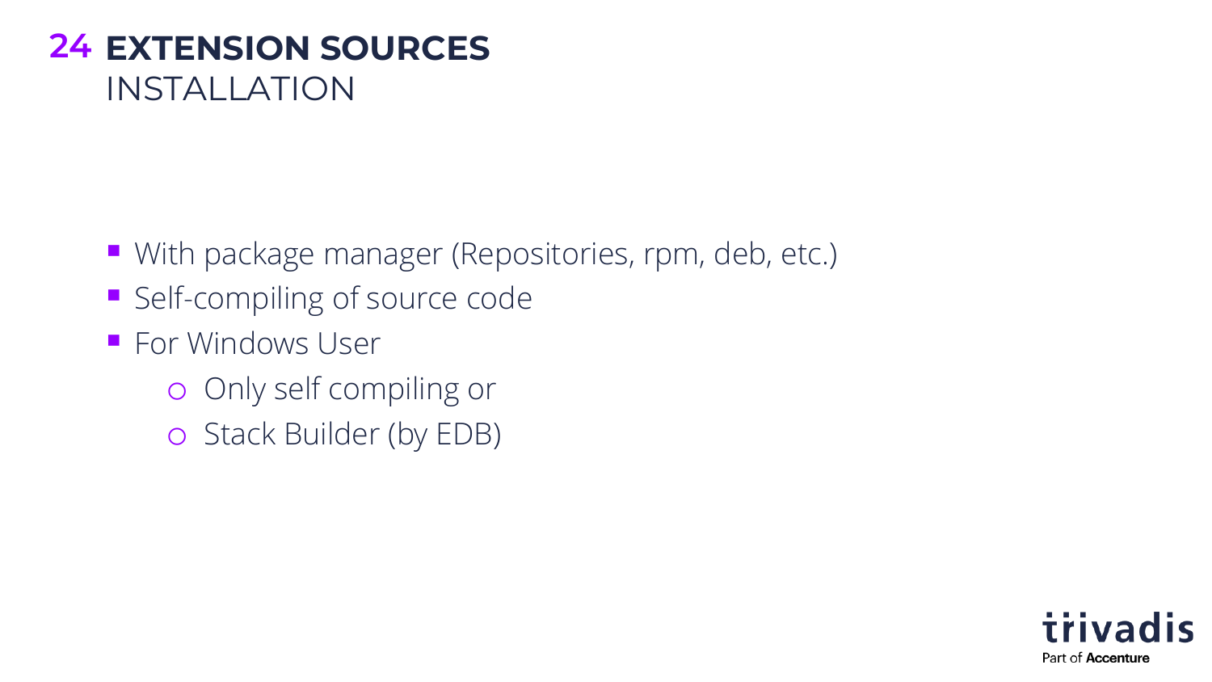# EXTENSION SOURCES
## INSTALLATION

- With package manager (Repositories, rpm, deb, etc.)
- Self-compiling of source code
- For Windows User
  - Only self compiling or
  - Stack Builder (by EDB)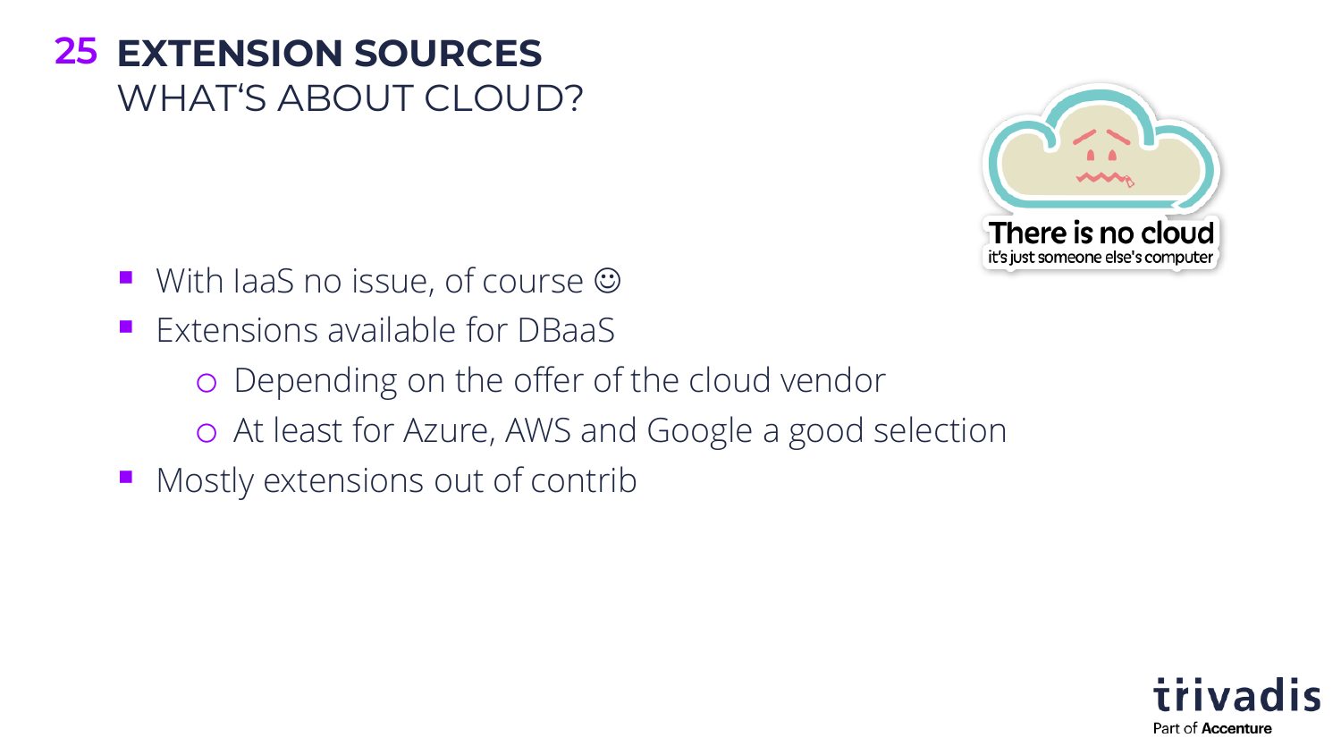# 25 EXTENSION SOURCES

## WHAT'S ABOUT CLOUD?

There is no cloud
it's just someone else's computer

- With IaaS no issue, of course ☺
- Extensions available for DBaaS
  - Depending on the offer of the cloud vendor
  - At least for Azure, AWS and Google a good selection
- Mostly extensions out of contrib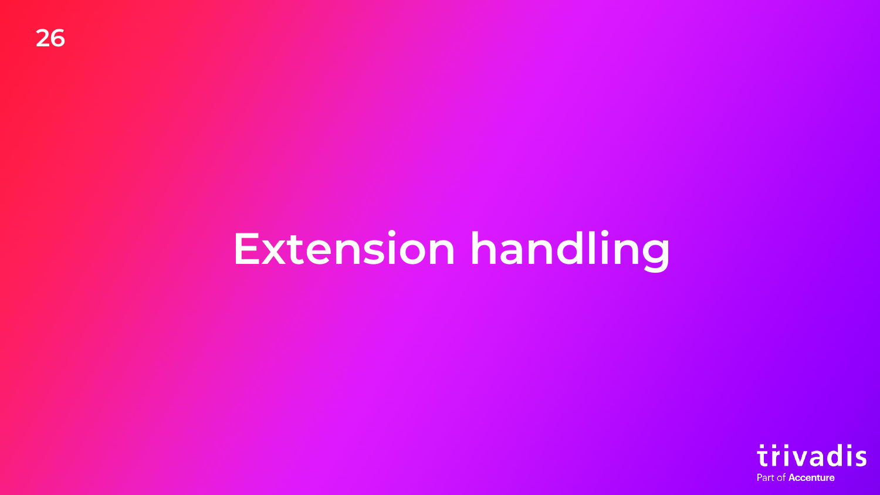# Extension handling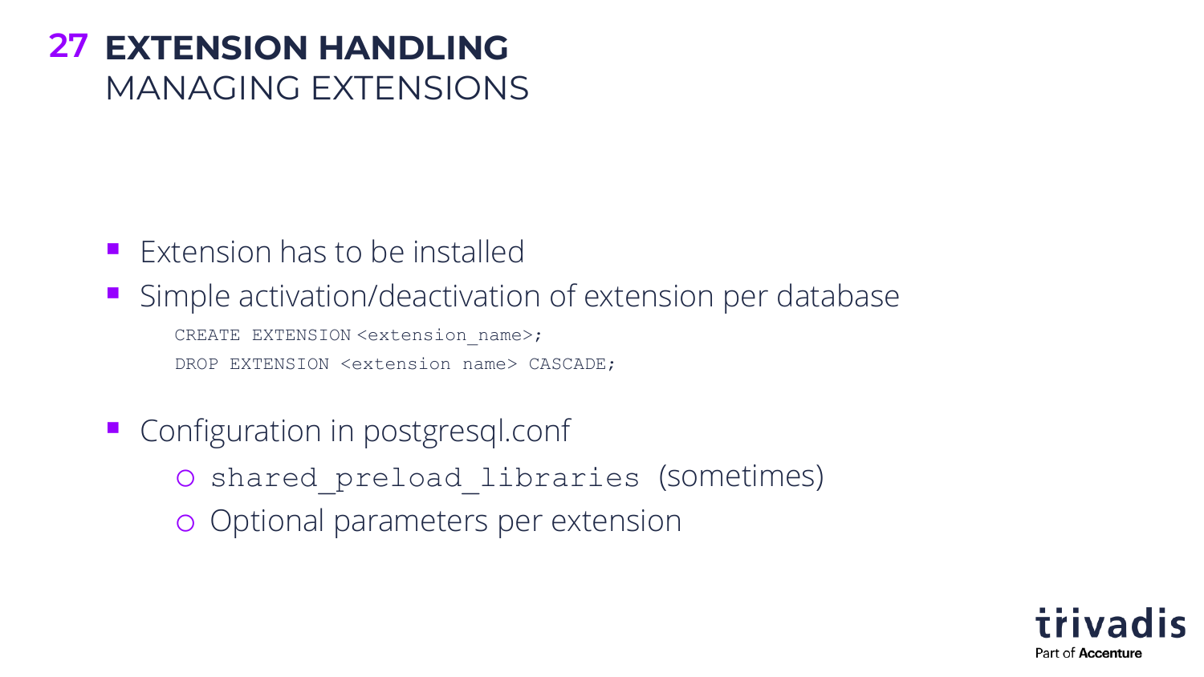# EXTENSION HANDLING

## MANAGING EXTENSIONS

- Extension has to be installed
- Simple activation/deactivation of extension per database

```
CREATE EXTENSION <extension_name>;
DROP EXTENSION <extension name> CASCADE;
```

- Configuration in postgresql.conf
  - `shared_preload_libraries` (sometimes)
  - Optional parameters per extension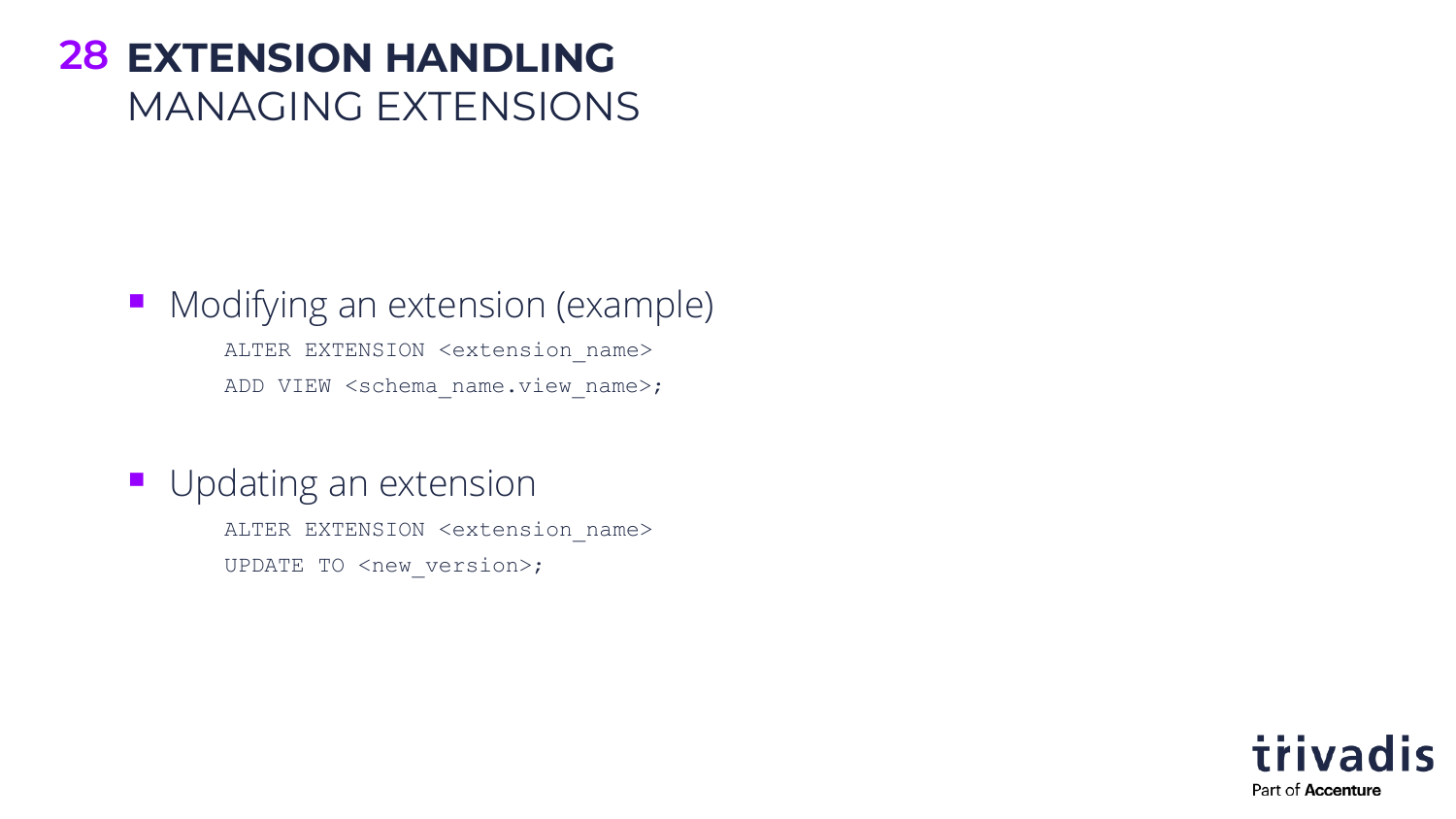# 28 EXTENSION HANDLING
## MANAGING EXTENSIONS

- Modifying an extension (example)

```
ALTER EXTENSION <extension_name>
ADD VIEW <schema_name.view_name>;
```

- Updating an extension

```
ALTER EXTENSION <extension_name>
UPDATE TO <new_version>;
```

trivadis
Part of Accenture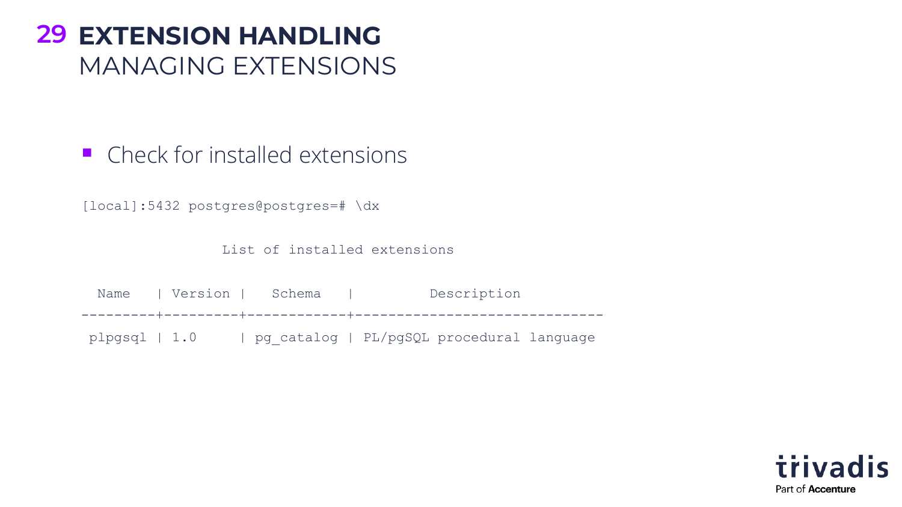# EXTENSION HANDLING
## MANAGING EXTENSIONS

- Check for installed extensions

```
[local]:5432 postgres@postgres=# \dx

                List of installed extensions

  Name    | Version |   Schema   |         Description
---------+---------+------------+------------------------------
 plpgsql | 1.0     | pg_catalog | PL/pgSQL procedural language
```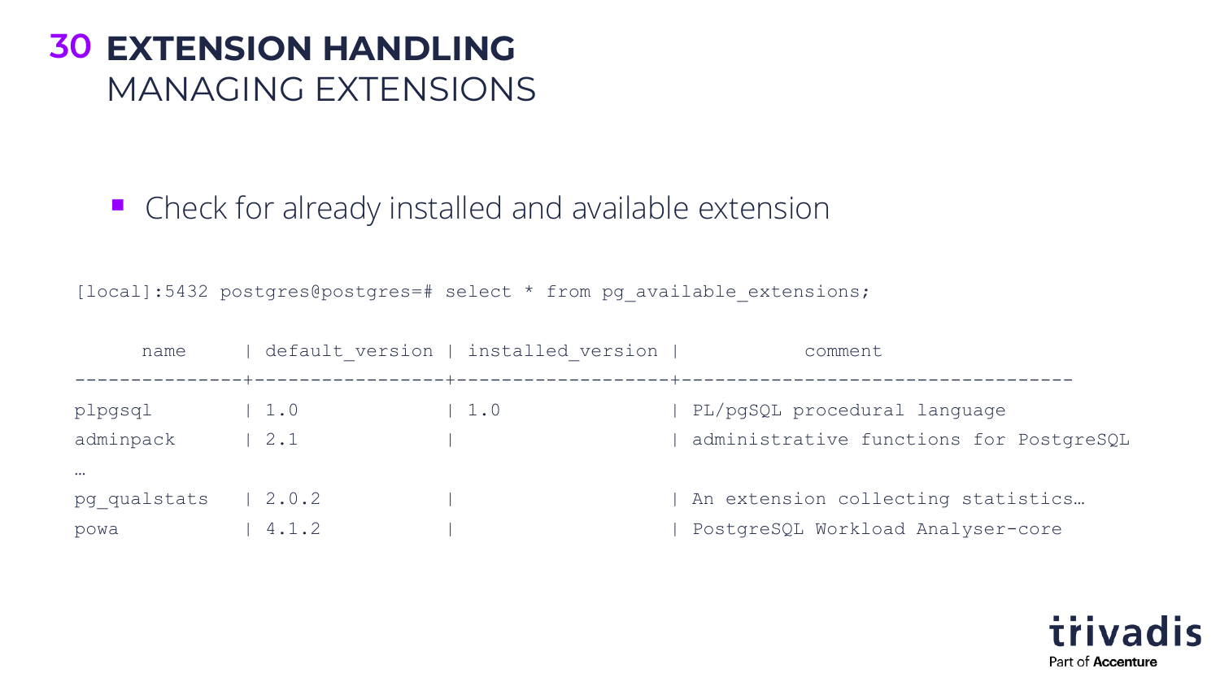# EXTENSION HANDLING
## MANAGING EXTENSIONS

- Check for already installed and available extension

```
[local]:5432 postgres@postgres=# select * from pg_available_extensions;

      name      | default_version | installed_version |           comment
----------------+-----------------+-------------------+-----------------------------------
plpgsql         | 1.0             | 1.0               | PL/pgSQL procedural language
adminpack       | 2.1             |                   | administrative functions for PostgreSQL
…
pg_qualstats    | 2.0.2           |                   | An extension collecting statistics…
powa            | 4.1.2           |                   | PostgreSQL Workload Analyser-core
```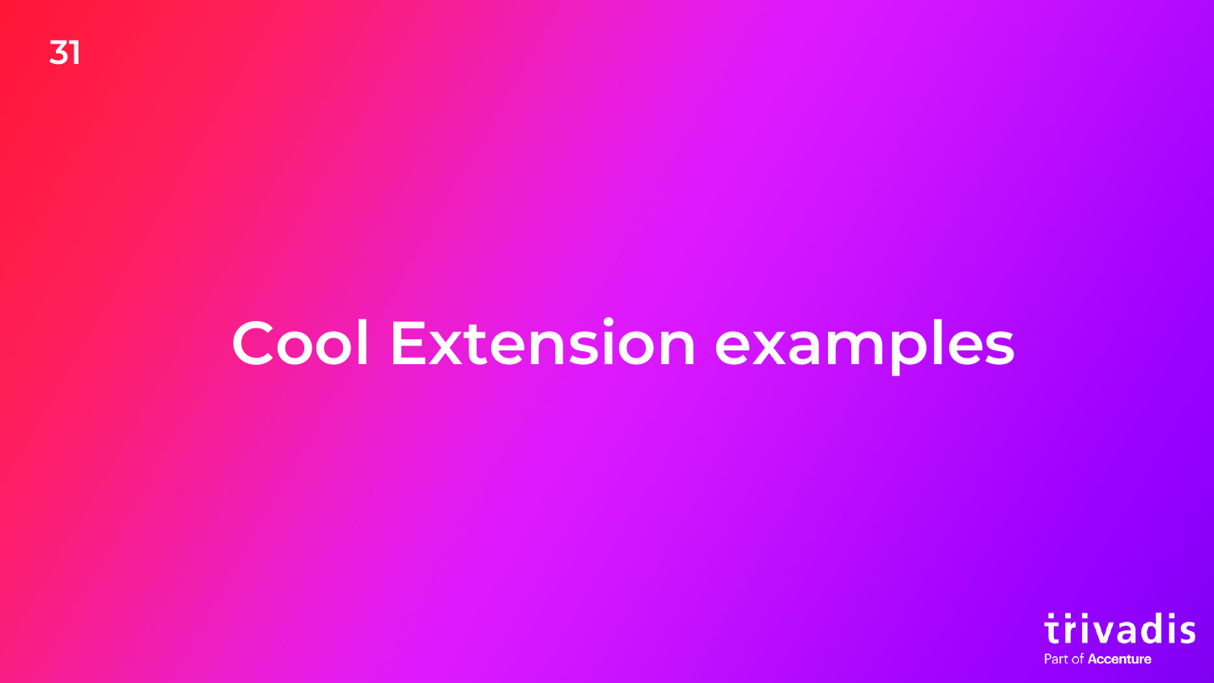# Cool Extension examples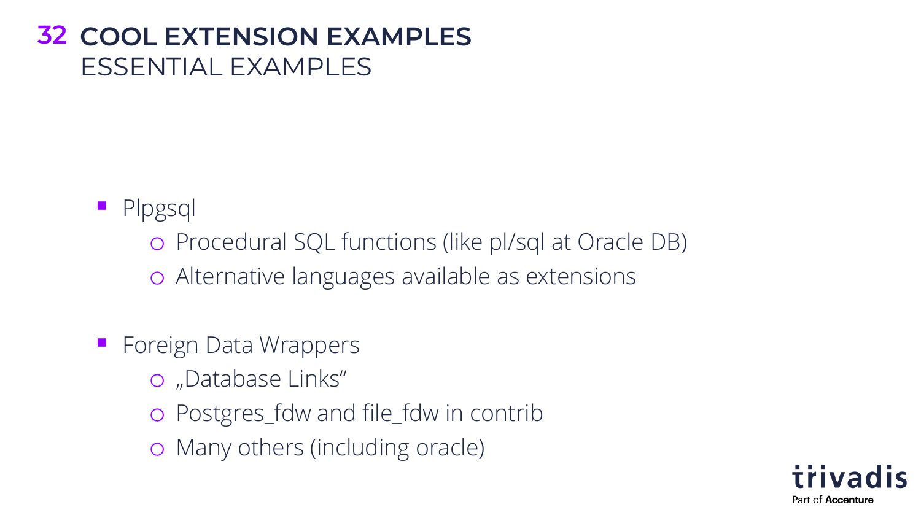# COOL EXTENSION EXAMPLES

## ESSENTIAL EXAMPLES

- Plpgsql
  - Procedural SQL functions (like pl/sql at Oracle DB)
  - Alternative languages available as extensions
- Foreign Data Wrappers
  - „Database Links“
  - Postgres_fdw and file_fdw in contrib
  - Many others (including oracle)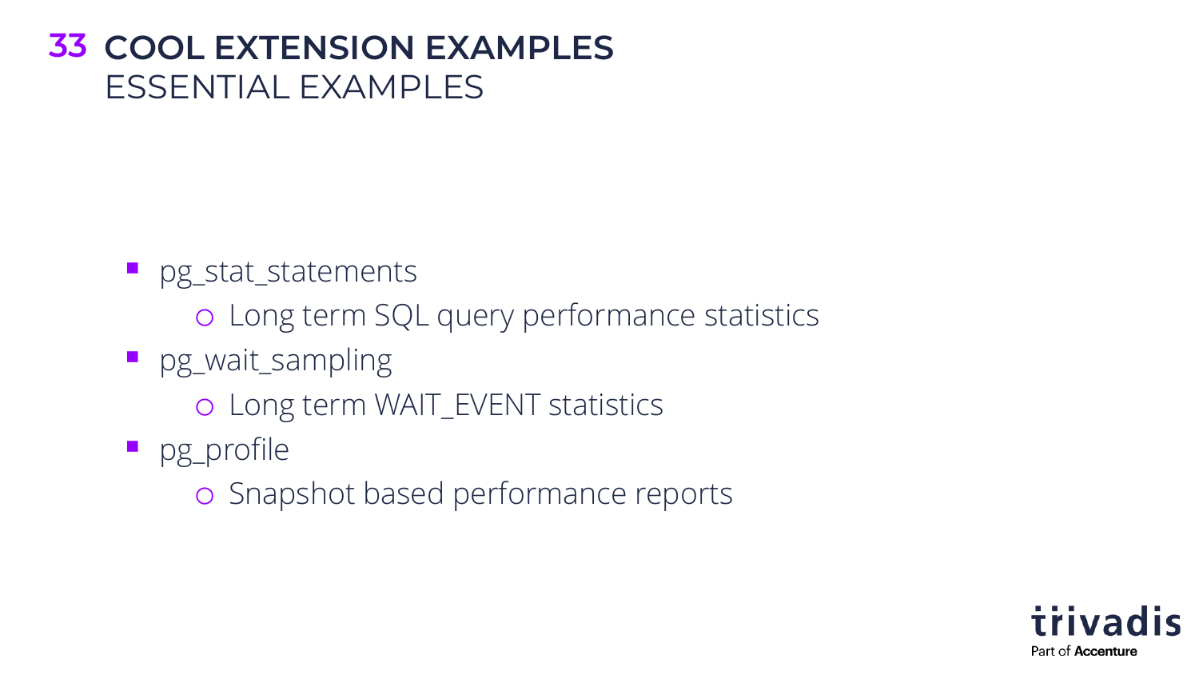# COOL EXTENSION EXAMPLES
## ESSENTIAL EXAMPLES

- pg_stat_statements
  - Long term SQL query performance statistics
- pg_wait_sampling
  - Long term WAIT_EVENT statistics
- pg_profile
  - Snapshot based performance reports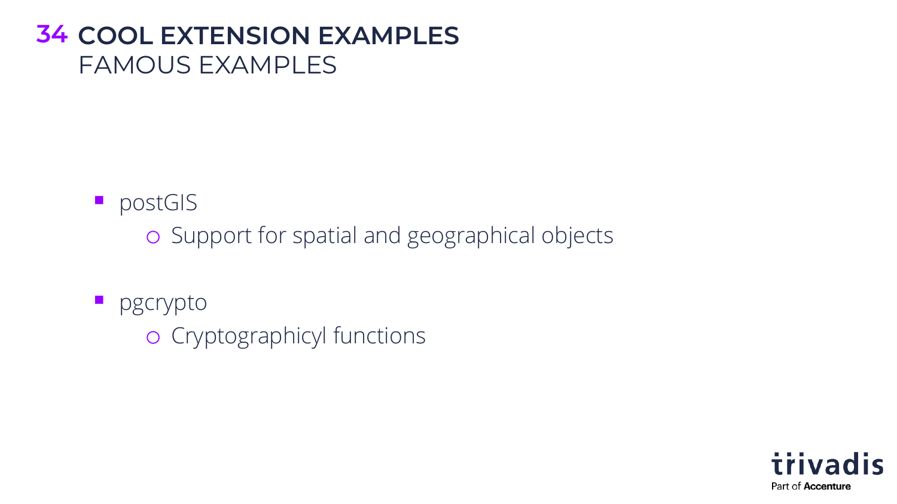# 34 COOL EXTENSION EXAMPLES

## FAMOUS EXAMPLES

- postGIS
  - Support for spatial and geographical objects

- pgcrypto
  - Cryptographicyl functions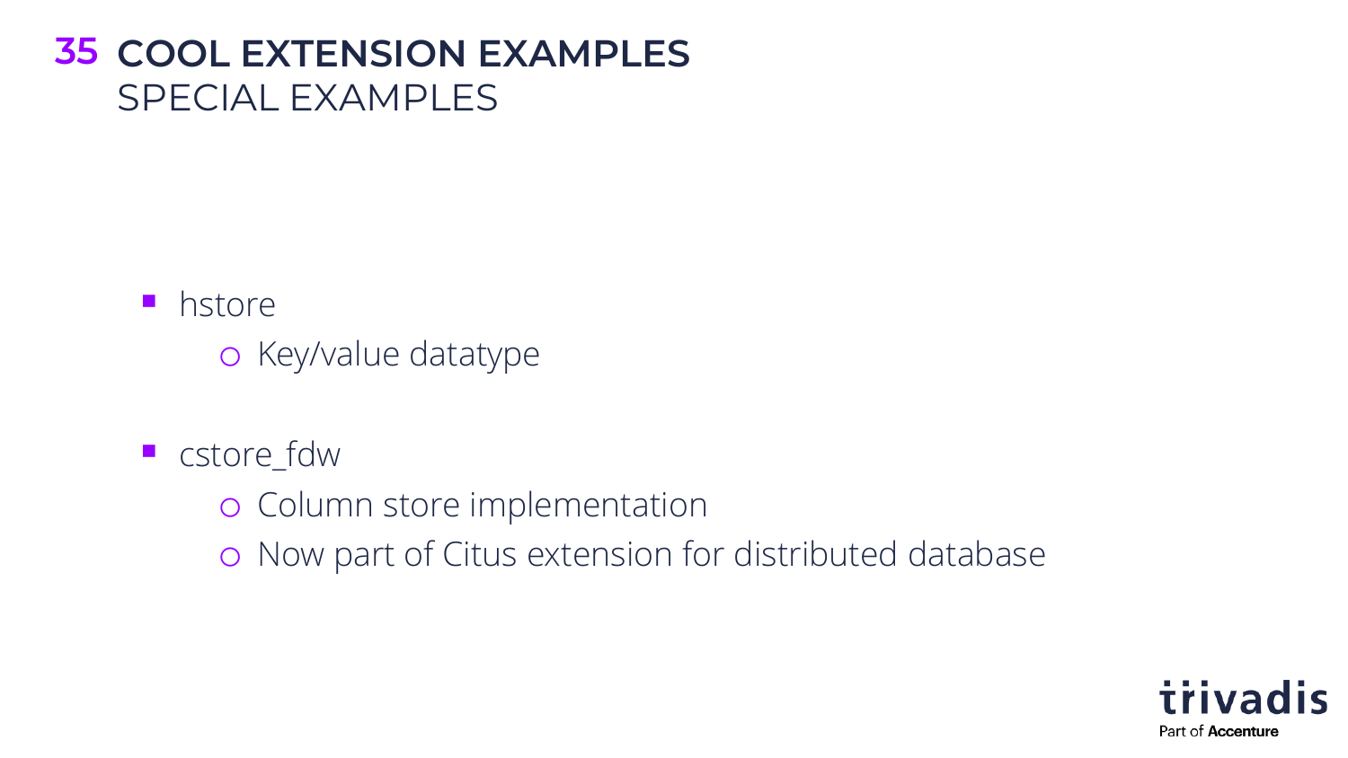# COOL EXTENSION EXAMPLES
## SPECIAL EXAMPLES

- hstore
  - Key/value datatype
- cstore_fdw
  - Column store implementation
  - Now part of Citus extension for distributed database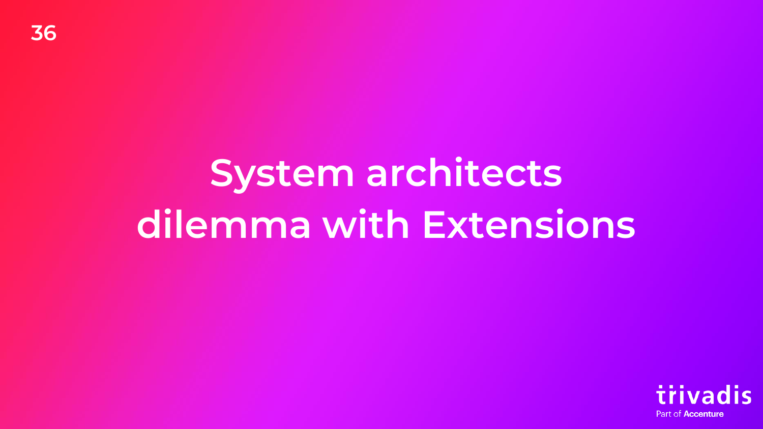# System architects dilemma with Extensions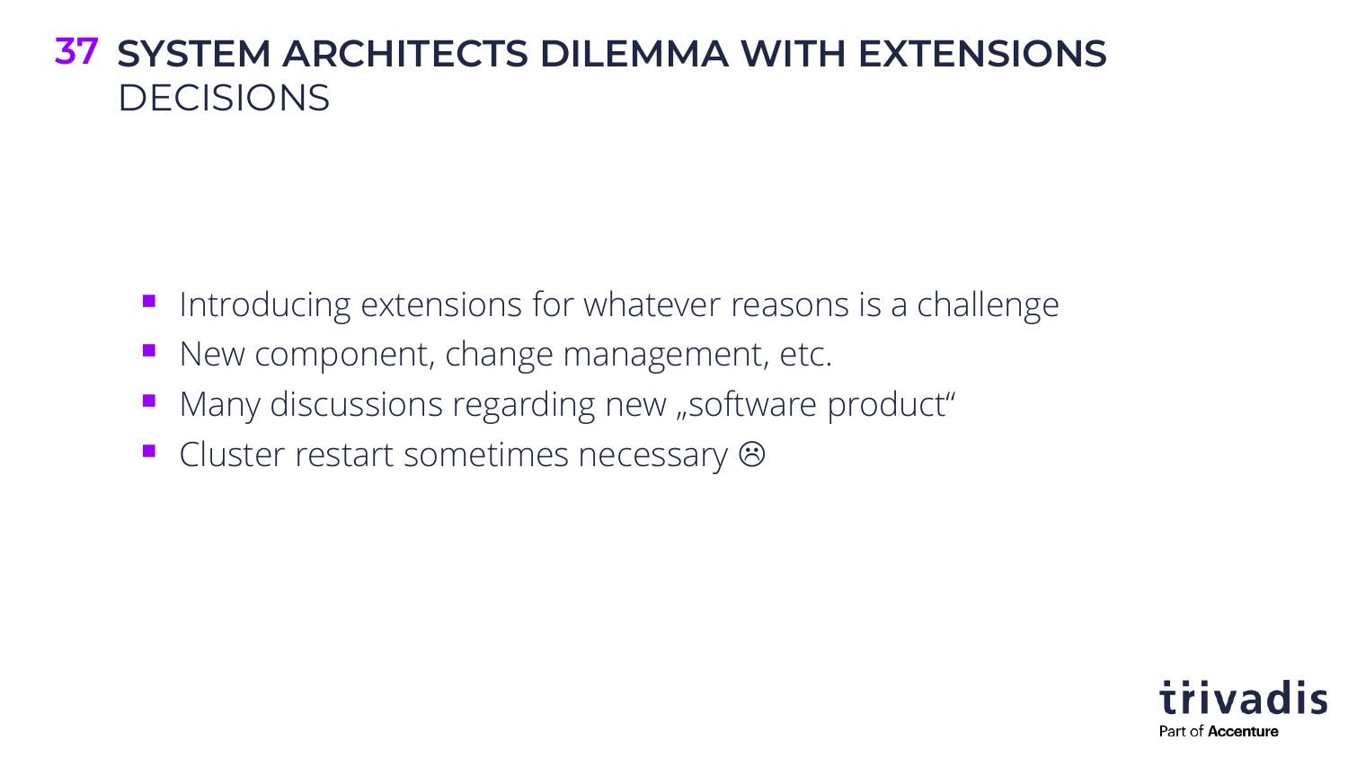# SYSTEM ARCHITECTS DILEMMA WITH EXTENSIONS
## DECISIONS

- Introducing extensions for whatever reasons is a challenge
- New component, change management, etc.
- Many discussions regarding new „software product“
- Cluster restart sometimes necessary ☹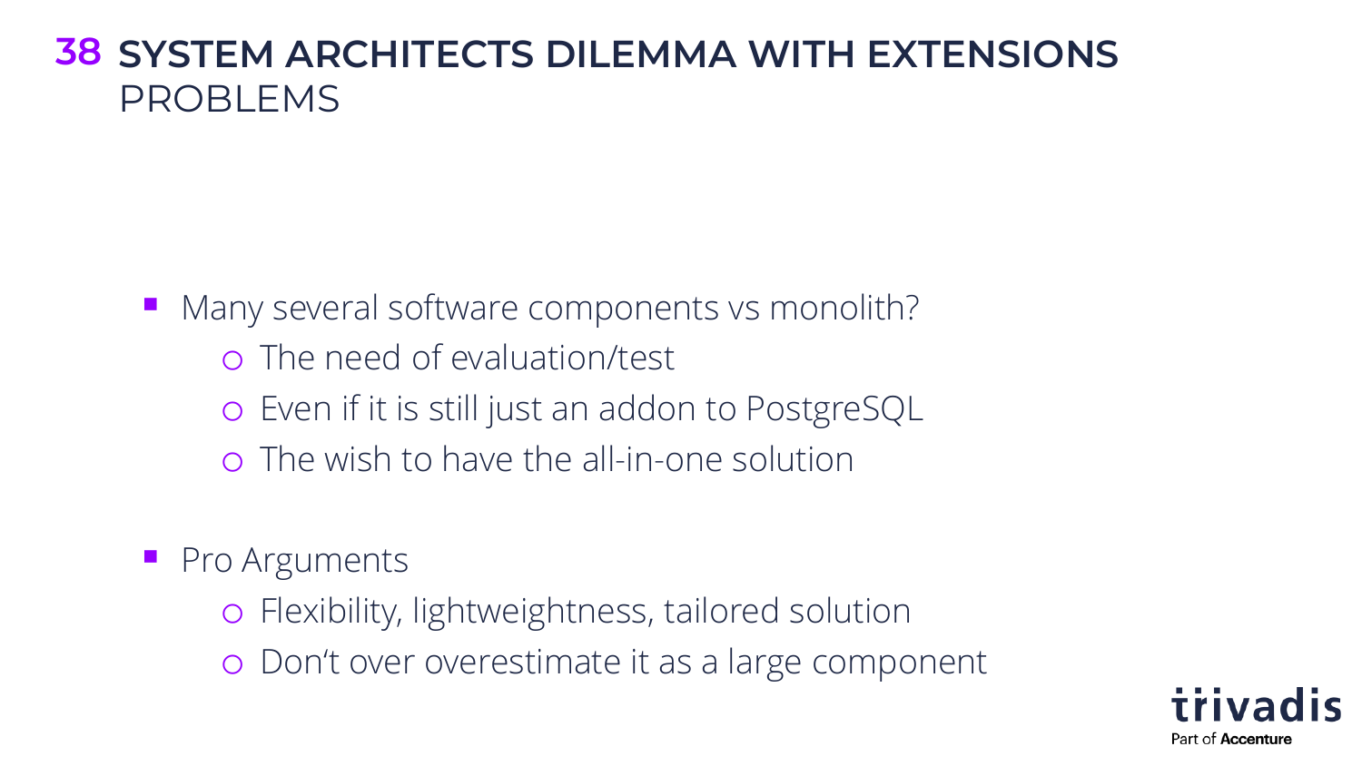# SYSTEM ARCHITECTS DILEMMA WITH EXTENSIONS
## PROBLEMS

- Many several software components vs monolith?
  - The need of evaluation/test
  - Even if it is still just an addon to PostgreSQL
  - The wish to have the all-in-one solution

- Pro Arguments
  - Flexibility, lightweightness, tailored solution
  - Don‘t over overestimate it as a large component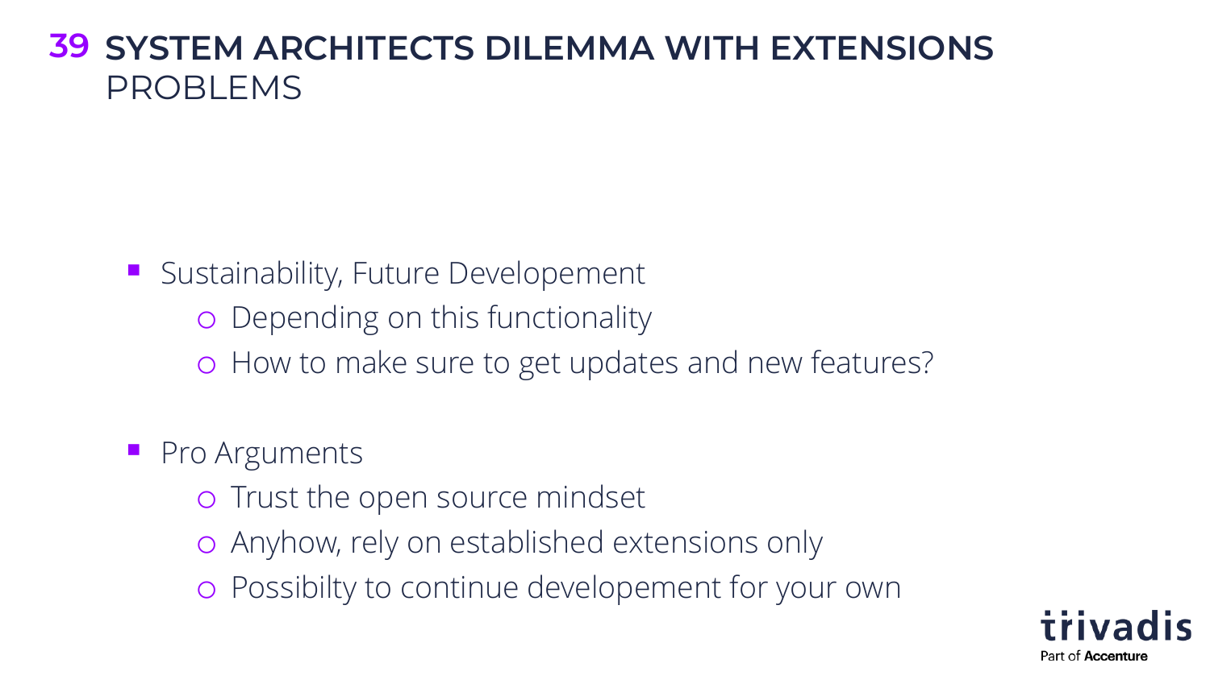# SYSTEM ARCHITECTS DILEMMA WITH EXTENSIONS
## PROBLEMS

- Sustainability, Future Developement
  - Depending on this functionality
  - How to make sure to get updates and new features?

- Pro Arguments
  - Trust the open source mindset
  - Anyhow, rely on established extensions only
  - Possibilty to continue developement for your own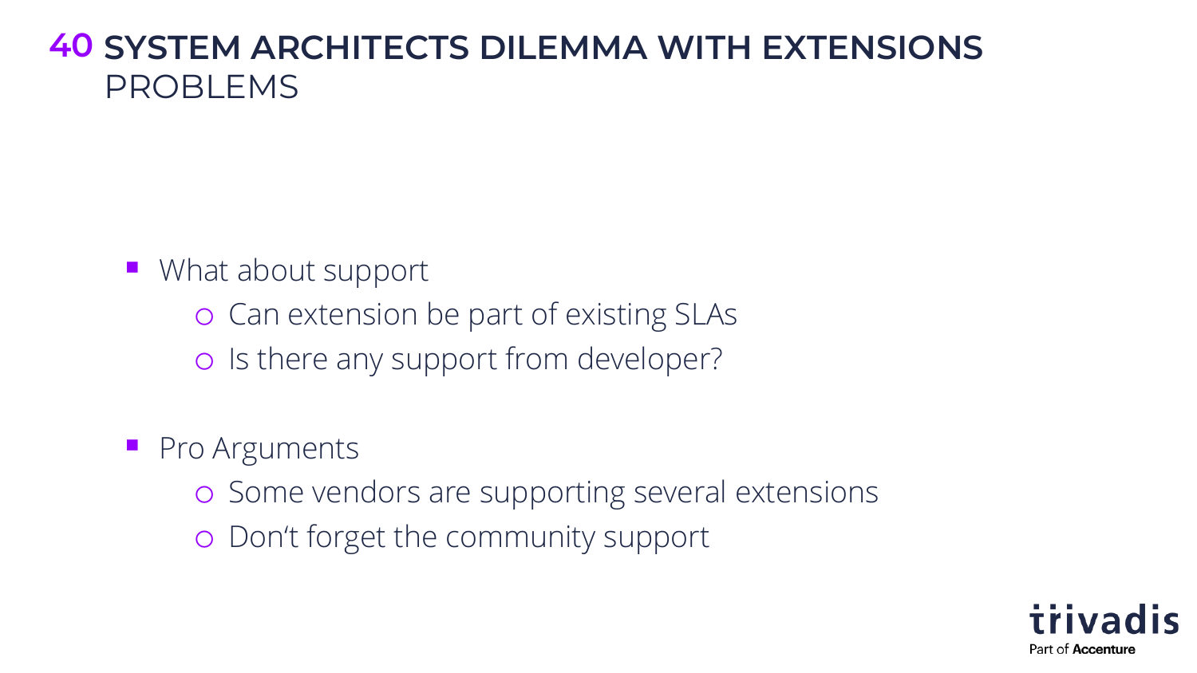# 40 SYSTEM ARCHITECTS DILEMMA WITH EXTENSIONS

## PROBLEMS

- What about support
  - Can extension be part of existing SLAs
  - Is there any support from developer?

- Pro Arguments
  - Some vendors are supporting several extensions
  - Don‘t forget the community support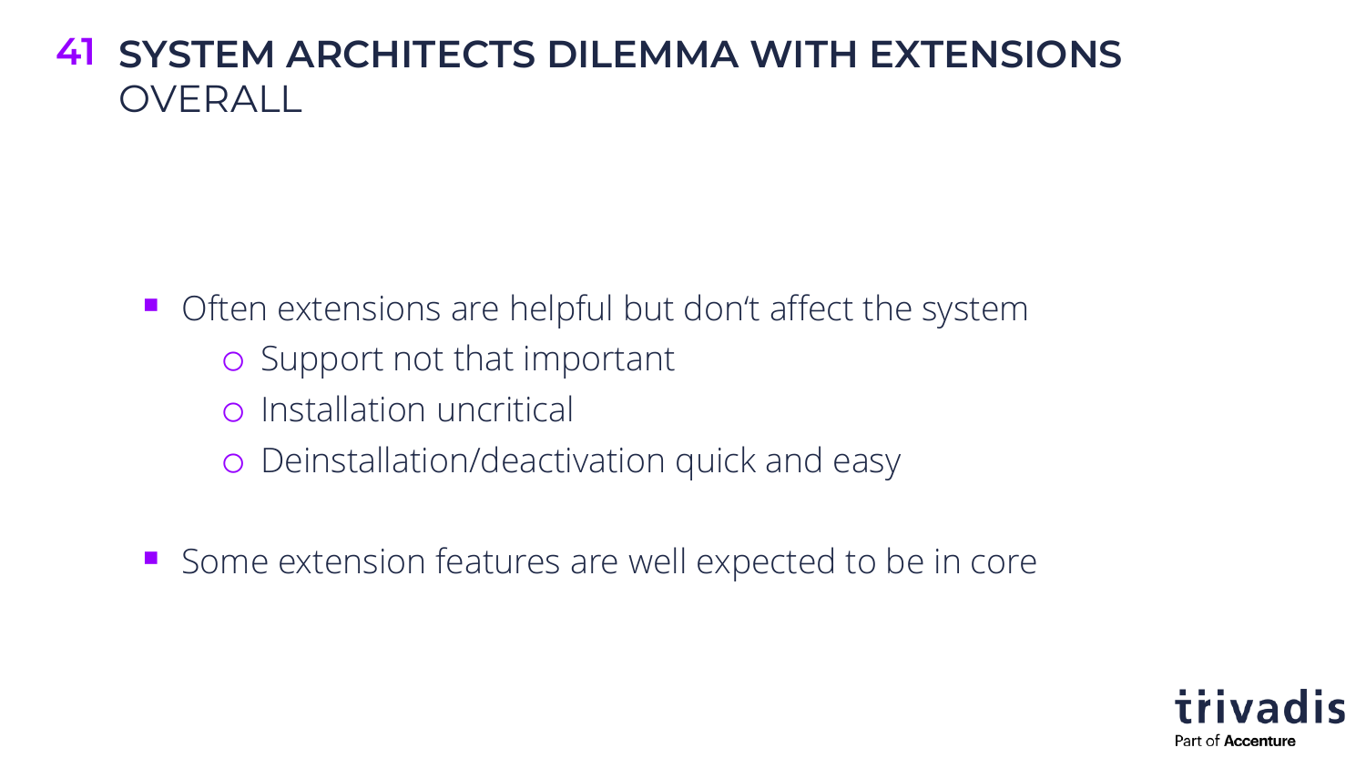# SYSTEM ARCHITECTS DILEMMA WITH EXTENSIONS
OVERALL

- Often extensions are helpful but don‘t affect the system
  - Support not that important
  - Installation uncritical
  - Deinstallation/deactivation quick and easy

- Some extension features are well expected to be in core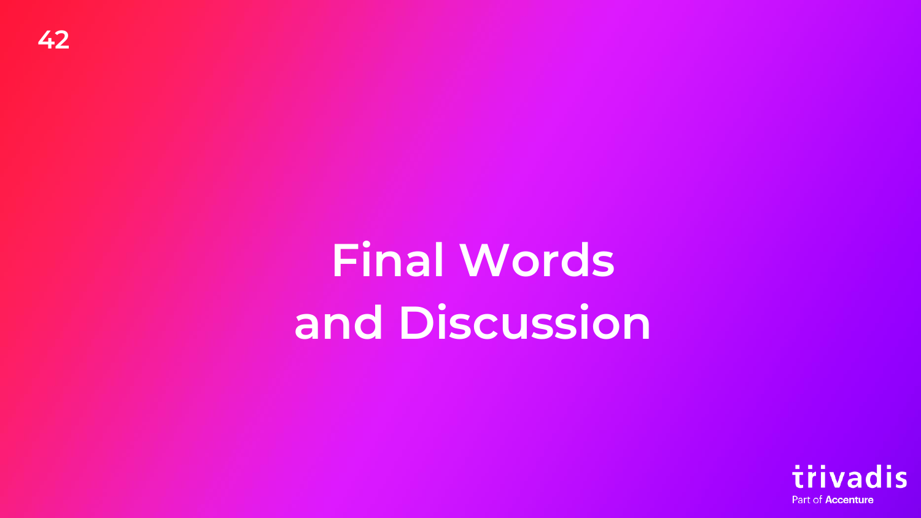# Final Words and Discussion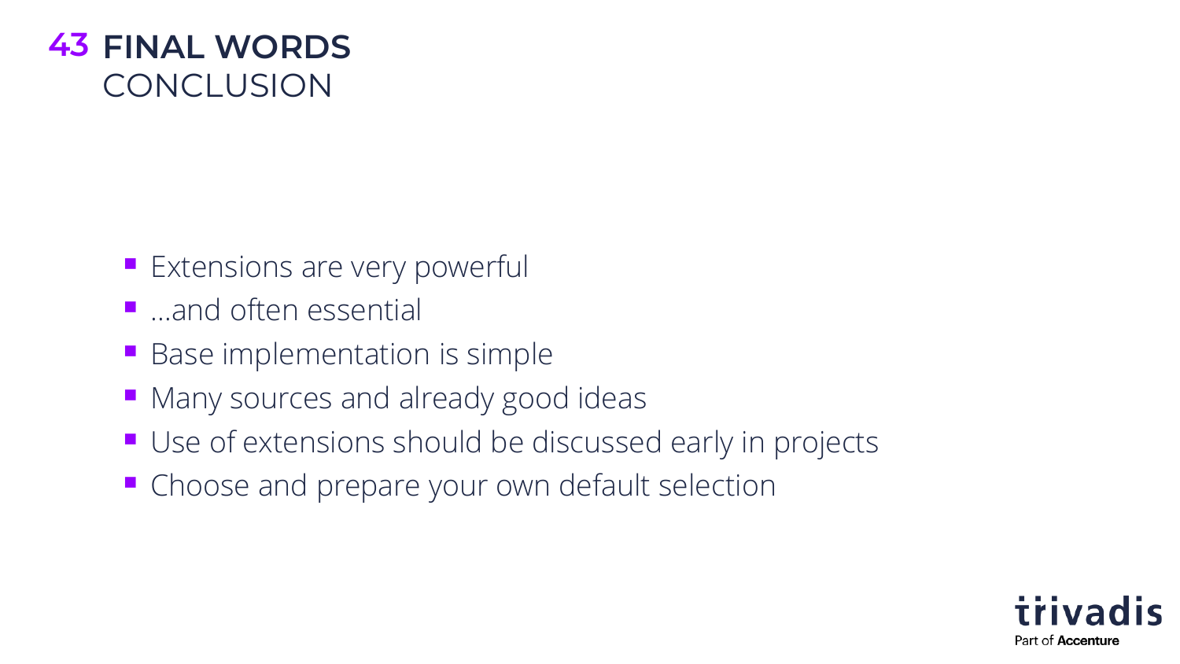# 43 FINAL WORDS

## CONCLUSION

- Extensions are very powerful
- …and often essential
- Base implementation is simple
- Many sources and already good ideas
- Use of extensions should be discussed early in projects
- Choose and prepare your own default selection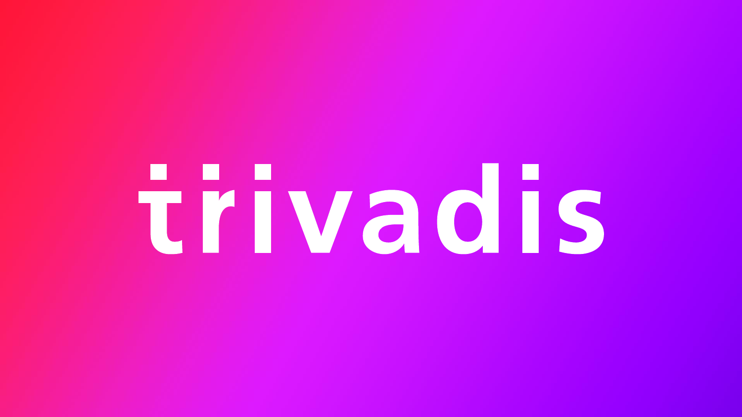trivadis